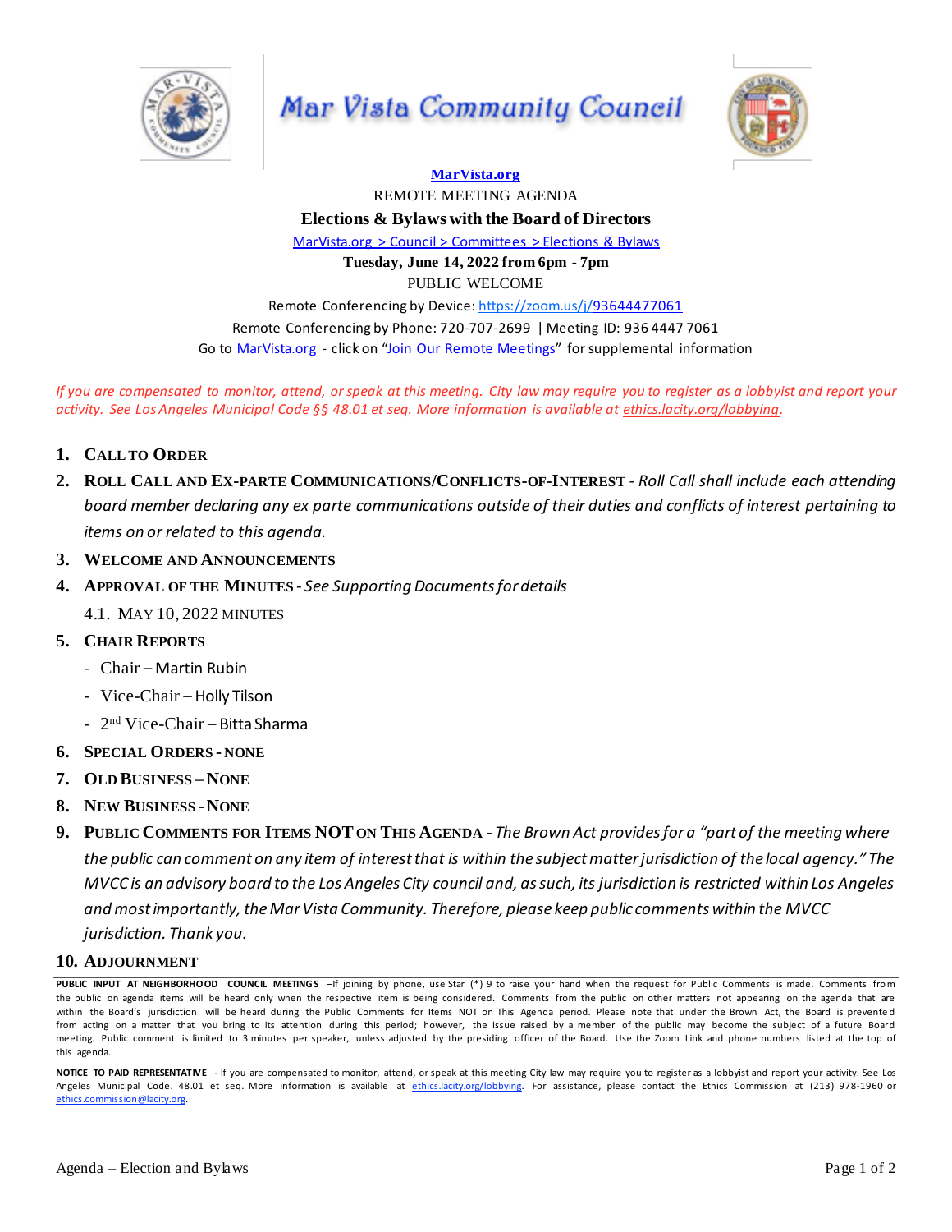# Mar Vista Community Council

**[MarVista.org](https://MarVista.org)**

REMOTE MEETING AGENDA

## Elections & Bylaws with the Board of Directors

MarVista.org > Council > Committees > Elections & Bylaws

**Tuesday, June 14, 2022 from 6pm - 7pm**

PUBLIC WELCOME

Remote Conferencing by Device: https://zoom.us/j/93644477061

Remote Conferencing by Phone: 720-707-2699 | Meeting ID: 936 4447 7061

Go to MarVista.org - click on "Join Our Remote Meetings" for supplemental information

*If you are compensated to monitor, attend, or speak at this meeting. City law may require you to register as a lobbyist and report your activity. See Los Angeles Municipal Code §§ 48.01 et seq. More information is available at ethics.lacity.org/lobbying.*

1. **CALL TO ORDER**
2. **ROLL CALL AND EX-PARTE COMMUNICATIONS/CONFLICTS-OF-INTEREST** - *Roll Call shall include each attending board member declaring any ex parte communications outside of their duties and conflicts of interest pertaining to items on or related to this agenda.*
3. **WELCOME AND ANNOUNCEMENTS**
4. **APPROVAL OF THE MINUTES** - *See Supporting Documents for details*

   4.1. MAY 10, 2022 MINUTES
5. **CHAIR REPORTS**
   - Chair – Martin Rubin
   - Vice-Chair – Holly Tilson
   - 2nd Vice-Chair – Bitta Sharma
6. **SPECIAL ORDERS - NONE**
7. **OLD BUSINESS – NONE**
8. **NEW BUSINESS - NONE**
9. **PUBLIC COMMENTS FOR ITEMS NOT ON THIS AGENDA** - *The Brown Act provides for a "part of the meeting where the public can comment on any item of interest that is within the subject matter jurisdiction of the local agency." The MVCC is an advisory board to the Los Angeles City council and, as such, its jurisdiction is restricted within Los Angeles and most importantly, the Mar Vista Community. Therefore, please keep public comments within the MVCC jurisdiction. Thank you.*
10. **ADJOURNMENT**

**PUBLIC INPUT AT NEIGHBORHOOD COUNCIL MEETINGS** –If joining by phone, use Star (*) 9 to raise your hand when the request for Public Comments is made. Comments from the public on agenda items will be heard only when the respective item is being considered. Comments from the public on other matters not appearing on the agenda that are within the Board's jurisdiction will be heard during the Public Comments for Items NOT on This Agenda period. Please note that under the Brown Act, the Board is prevented from acting on a matter that you bring to its attention during this period; however, the issue raised by a member of the public may become the subject of a future Board meeting. Public comment is limited to 3 minutes per speaker, unless adjusted by the presiding officer of the Board. Use the Zoom Link and phone numbers listed at the top of this agenda.

**NOTICE TO PAID REPRESENTATIVE** - If you are compensated to monitor, attend, or speak at this meeting City law may require you to register as a lobbyist and report your activity. See Los Angeles Municipal Code. 48.01 et seq. More information is available at ethics.lacity.org/lobbying. For assistance, please contact the Ethics Commission at (213) 978-1960 or ethics.commission@lacity.org.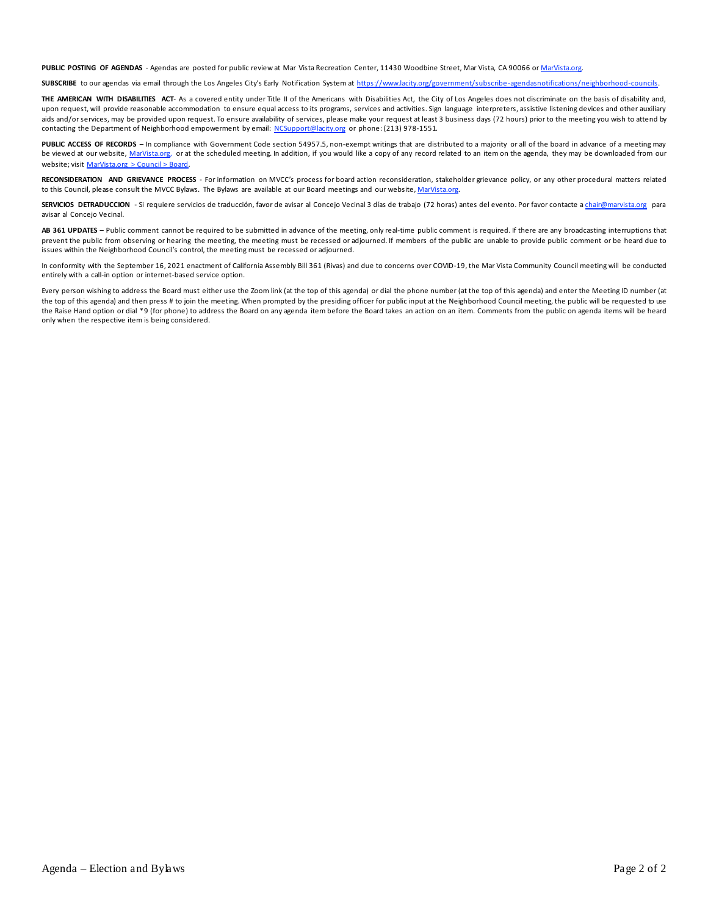**PUBLIC POSTING OF AGENDAS** - Agendas are posted for public review at Mar Vista Recreation Center, 11430 Woodbine Street, Mar Vista, CA 90066 or MarVista.org.

**SUBSCRIBE** to our agendas via email through the Los Angeles City's Early Notification System at https://www.lacity.org/government/subscribe-agendasnotifications/neighborhood-councils.

**THE AMERICAN WITH DISABILITIES ACT**- As a covered entity under Title II of the Americans with Disabilities Act, the City of Los Angeles does not discriminate on the basis of disability and, upon request, will provide reasonable accommodation to ensure equal access to its programs, services and activities. Sign language interpreters, assistive listening devices and other auxiliary aids and/or services, may be provided upon request. To ensure availability of services, please make your request at least 3 business days (72 hours) prior to the meeting you wish to attend by contacting the Department of Neighborhood empowerment by email: NCSupport@lacity.org or phone: (213) 978-1551.

**PUBLIC ACCESS OF RECORDS** – In compliance with Government Code section 54957.5, non-exempt writings that are distributed to a majority or all of the board in advance of a meeting may be viewed at our website, MarVista.org, or at the scheduled meeting. In addition, if you would like a copy of any record related to an item on the agenda, they may be downloaded from our website; visit MarVista.org > Council > Board.

**RECONSIDERATION AND GRIEVANCE PROCESS** - For information on MVCC's process for board action reconsideration, stakeholder grievance policy, or any other procedural matters related to this Council, please consult the MVCC Bylaws. The Bylaws are available at our Board meetings and our website, MarVista.org.

**SERVICIOS DETRADUCCION** - Si requiere servicios de traducción, favor de avisar al Concejo Vecinal 3 días de trabajo (72 horas) antes del evento. Por favor contacte a chair@marvista.org para avisar al Concejo Vecinal.

**AB 361 UPDATES** – Public comment cannot be required to be submitted in advance of the meeting, only real-time public comment is required. If there are any broadcasting interruptions that prevent the public from observing or hearing the meeting, the meeting must be recessed or adjourned. If members of the public are unable to provide public comment or be heard due to issues within the Neighborhood Council's control, the meeting must be recessed or adjourned.

In conformity with the September 16, 2021 enactment of California Assembly Bill 361 (Rivas) and due to concerns over COVID-19, the Mar Vista Community Council meeting will be conducted entirely with a call-in option or internet-based service option.

Every person wishing to address the Board must either use the Zoom link (at the top of this agenda) or dial the phone number (at the top of this agenda) and enter the Meeting ID number (at the top of this agenda) and then press # to join the meeting. When prompted by the presiding officer for public input at the Neighborhood Council meeting, the public will be requested to use the Raise Hand option or dial *9 (for phone) to address the Board on any agenda item before the Board takes an action on an item. Comments from the public on agenda items will be heard only when the respective item is being considered.